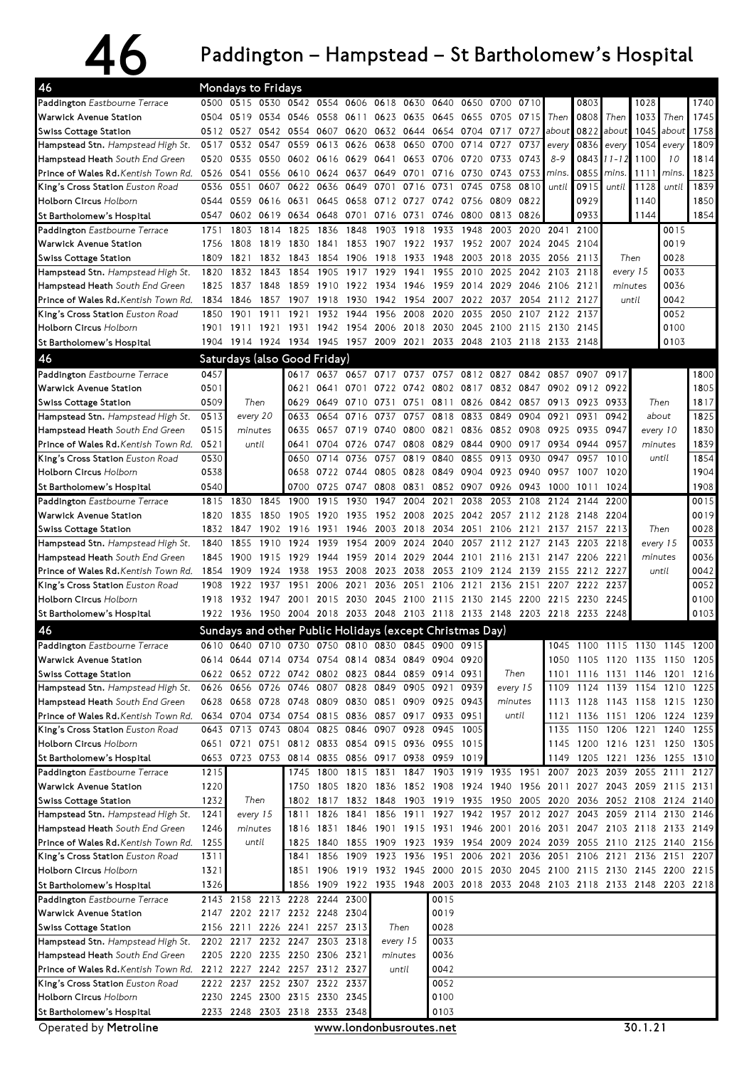# 46 Paddington – Hampstead – St Bartholomew's Hospital

## Mondays to Fridays

| 46 | | | | | | | | | | | | | | | | | | | |
|---|---|---|---|---|---|---|---|---|---|---|---|---|---|---|---|---|---|---|---|
| Paddington *Eastbourne Terrace* | 0500 | 0515 | 0530 | 0542 | 0554 | 0606 | 0618 | 0630 | 0640 | 0650 | 0700 | 0710 | | 0803 | | 1028 | | 1740 |
| Warwick Avenue Station | 0504 | 0519 | 0534 | 0546 | 0558 | 0611 | 0623 | 0635 | 0645 | 0655 | 0705 | 0715 | Then | 0808 | Then | 1033 | Then | 1745 |
| Swiss Cottage Station | 0512 | 0527 | 0542 | 0554 | 0607 | 0620 | 0632 | 0644 | 0654 | 0704 | 0717 | 0727 | about | 0822 | about | 1045 | about | 1758 |
| Hampstead Stn. *Hampstead High St.* | 0517 | 0532 | 0547 | 0559 | 0613 | 0626 | 0638 | 0650 | 0700 | 0714 | 0727 | 0737 | every | 0836 | every | 1054 | every | 1809 |
| Hampstead Heath *South End Green* | 0520 | 0535 | 0550 | 0602 | 0616 | 0629 | 0641 | 0653 | 0706 | 0720 | 0733 | 0743 | 8-9 | 0843 | 11-12 | 1100 | 10 | 1814 |
| Prince of Wales Rd. *Kentish Town Rd.* | 0526 | 0541 | 0556 | 0610 | 0624 | 0637 | 0649 | 0701 | 0716 | 0730 | 0743 | 0753 | mins. | 0855 | mins. | 1111 | mins. | 1823 |
| King's Cross Station *Euston Road* | 0536 | 0551 | 0607 | 0622 | 0636 | 0649 | 0701 | 0716 | 0731 | 0745 | 0758 | 0810 | until | 0915 | until | 1128 | until | 1839 |
| Holborn Circus *Holborn* | 0544 | 0559 | 0616 | 0631 | 0645 | 0658 | 0712 | 0727 | 0742 | 0756 | 0809 | 0822 | | 0929 | | 1140 | | 1850 |
| St Bartholomew's Hospital | 0547 | 0602 | 0619 | 0634 | 0648 | 0701 | 0716 | 0731 | 0746 | 0800 | 0813 | 0826 | | 0933 | | 1144 | | 1854 |

| 46 | | | | | | | | | | | | | | | | |
|---|---|---|---|---|---|---|---|---|---|---|---|---|---|---|---|---|
| Paddington *Eastbourne Terrace* | 1751 | 1803 | 1814 | 1825 | 1836 | 1848 | 1903 | 1918 | 1933 | 1948 | 2003 | 2020 | 2041 | 2100 | | 0015 |
| Warwick Avenue Station | 1756 | 1808 | 1819 | 1830 | 1841 | 1853 | 1907 | 1922 | 1937 | 1952 | 2007 | 2024 | 2045 | 2104 | | 0019 |
| Swiss Cottage Station | 1809 | 1821 | 1832 | 1843 | 1854 | 1906 | 1918 | 1933 | 1948 | 2003 | 2018 | 2035 | 2056 | 2113 | Then | 0028 |
| Hampstead Stn. *Hampstead High St.* | 1820 | 1832 | 1843 | 1854 | 1905 | 1917 | 1929 | 1941 | 1955 | 2010 | 2025 | 2042 | 2103 | 2118 | every 15 | 0033 |
| Hampstead Heath *South End Green* | 1825 | 1837 | 1848 | 1859 | 1910 | 1922 | 1934 | 1946 | 1959 | 2014 | 2029 | 2046 | 2106 | 2121 | minutes | 0036 |
| Prince of Wales Rd. *Kentish Town Rd.* | 1834 | 1846 | 1857 | 1907 | 1918 | 1930 | 1942 | 1954 | 2007 | 2022 | 2037 | 2054 | 2112 | 2127 | until | 0042 |
| King's Cross Station *Euston Road* | 1850 | 1901 | 1911 | 1921 | 1932 | 1944 | 1956 | 2008 | 2020 | 2035 | 2050 | 2107 | 2122 | 2137 | | 0052 |
| Holborn Circus *Holborn* | 1901 | 1911 | 1921 | 1931 | 1942 | 1954 | 2006 | 2018 | 2030 | 2045 | 2100 | 2115 | 2130 | 2145 | | 0100 |
| St Bartholomew's Hospital | 1904 | 1914 | 1924 | 1934 | 1945 | 1957 | 2009 | 2021 | 2033 | 2048 | 2103 | 2118 | 2133 | 2148 | | 0103 |

## Saturdays (also Good Friday)

| 46 | | | | | | | | | | | | | | | | | |
|---|---|---|---|---|---|---|---|---|---|---|---|---|---|---|---|---|---|
| Paddington *Eastbourne Terrace* | 0457 | | 0617 | 0637 | 0657 | 0717 | 0737 | 0757 | 0812 | 0827 | 0842 | 0857 | 0907 | 0917 | | 1800 |
| Warwick Avenue Station | 0501 | | 0621 | 0641 | 0701 | 0722 | 0742 | 0802 | 0817 | 0832 | 0847 | 0902 | 0912 | 0922 | | 1805 |
| Swiss Cottage Station | 0509 | Then | 0629 | 0649 | 0710 | 0731 | 0751 | 0811 | 0826 | 0842 | 0857 | 0913 | 0923 | 0933 | Then | 1817 |
| Hampstead Stn. *Hampstead High St.* | 0513 | every 20 | 0633 | 0654 | 0716 | 0737 | 0757 | 0818 | 0833 | 0849 | 0904 | 0921 | 0931 | 0942 | about | 1825 |
| Hampstead Heath *South End Green* | 0515 | minutes | 0635 | 0657 | 0719 | 0740 | 0800 | 0821 | 0836 | 0852 | 0908 | 0925 | 0935 | 0947 | every 10 | 1830 |
| Prince of Wales Rd. *Kentish Town Rd.* | 0521 | until | 0641 | 0704 | 0726 | 0747 | 0808 | 0829 | 0844 | 0900 | 0917 | 0934 | 0944 | 0957 | minutes | 1839 |
| King's Cross Station *Euston Road* | 0530 | | 0650 | 0714 | 0736 | 0757 | 0819 | 0840 | 0855 | 0913 | 0930 | 0947 | 0957 | 1010 | until | 1854 |
| Holborn Circus *Holborn* | 0538 | | 0658 | 0722 | 0744 | 0805 | 0828 | 0849 | 0904 | 0923 | 0940 | 0957 | 1007 | 1020 | | 1904 |
| St Bartholomew's Hospital | 0540 | | 0700 | 0725 | 0747 | 0808 | 0831 | 0852 | 0907 | 0926 | 0943 | 1000 | 1011 | 1024 | | 1908 |

| 46 | | | | | | | | | | | | | | | | |
|---|---|---|---|---|---|---|---|---|---|---|---|---|---|---|---|---|
| Paddington *Eastbourne Terrace* | 1815 | 1830 | 1845 | 1900 | 1915 | 1930 | 1947 | 2004 | 2021 | 2038 | 2053 | 2108 | 2124 | 2144 | 2200 | | 0015 |
| Warwick Avenue Station | 1820 | 1835 | 1850 | 1905 | 1920 | 1935 | 1952 | 2008 | 2025 | 2042 | 2057 | 2112 | 2128 | 2148 | 2204 | | 0019 |
| Swiss Cottage Station | 1832 | 1847 | 1902 | 1916 | 1931 | 1946 | 2003 | 2018 | 2034 | 2051 | 2106 | 2121 | 2137 | 2157 | 2213 | Then | 0028 |
| Hampstead Stn. *Hampstead High St.* | 1840 | 1855 | 1910 | 1924 | 1939 | 1954 | 2009 | 2024 | 2040 | 2057 | 2112 | 2127 | 2143 | 2203 | 2218 | every 15 | 0033 |
| Hampstead Heath *South End Green* | 1845 | 1900 | 1915 | 1929 | 1944 | 1959 | 2014 | 2029 | 2044 | 2101 | 2116 | 2131 | 2147 | 2206 | 2221 | minutes | 0036 |
| Prince of Wales Rd. *Kentish Town Rd.* | 1854 | 1909 | 1924 | 1938 | 1953 | 2008 | 2023 | 2038 | 2053 | 2109 | 2124 | 2139 | 2155 | 2212 | 2227 | until | 0042 |
| King's Cross Station *Euston Road* | 1908 | 1922 | 1937 | 1951 | 2006 | 2021 | 2036 | 2051 | 2106 | 2121 | 2136 | 2151 | 2207 | 2222 | 2237 | | 0052 |
| Holborn Circus *Holborn* | 1918 | 1932 | 1947 | 2001 | 2015 | 2030 | 2045 | 2100 | 2115 | 2130 | 2145 | 2200 | 2215 | 2230 | 2245 | | 0100 |
| St Bartholomew's Hospital | 1922 | 1936 | 1950 | 2004 | 2018 | 2033 | 2048 | 2103 | 2118 | 2133 | 2148 | 2203 | 2218 | 2233 | 2248 | | 0103 |

## Sundays and other Public Holidays (except Christmas Day)

| 46 | | | | | | | | | | | | | | | | | |
|---|---|---|---|---|---|---|---|---|---|---|---|---|---|---|---|---|---|
| Paddington *Eastbourne Terrace* | 0610 | 0640 | 0710 | 0730 | 0750 | 0810 | 0830 | 0845 | 0900 | 0915 | | 1045 | 1100 | 1115 | 1130 | 1145 | 1200 |
| Warwick Avenue Station | 0614 | 0644 | 0714 | 0734 | 0754 | 0814 | 0834 | 0849 | 0904 | 0920 | | 1050 | 1105 | 1120 | 1135 | 1150 | 1205 |
| Swiss Cottage Station | 0622 | 0652 | 0722 | 0742 | 0802 | 0823 | 0844 | 0859 | 0914 | 0931 | Then | 1101 | 1116 | 1131 | 1146 | 1201 | 1216 |
| Hampstead Stn. *Hampstead High St.* | 0626 | 0656 | 0726 | 0746 | 0807 | 0828 | 0849 | 0905 | 0921 | 0939 | every 15 | 1109 | 1124 | 1139 | 1154 | 1210 | 1225 |
| Hampstead Heath *South End Green* | 0628 | 0658 | 0728 | 0748 | 0809 | 0830 | 0851 | 0909 | 0925 | 0943 | minutes | 1113 | 1128 | 1143 | 1158 | 1215 | 1230 |
| Prince of Wales Rd. *Kentish Town Rd.* | 0634 | 0704 | 0734 | 0754 | 0815 | 0836 | 0857 | 0917 | 0933 | 0951 | until | 1121 | 1136 | 1151 | 1206 | 1224 | 1239 |
| King's Cross Station *Euston Road* | 0643 | 0713 | 0743 | 0804 | 0825 | 0846 | 0907 | 0928 | 0945 | 1005 | | 1135 | 1150 | 1206 | 1221 | 1240 | 1255 |
| Holborn Circus *Holborn* | 0651 | 0721 | 0751 | 0812 | 0833 | 0854 | 0915 | 0936 | 0955 | 1015 | | 1145 | 1200 | 1216 | 1231 | 1250 | 1305 |
| St Bartholomew's Hospital | 0653 | 0723 | 0753 | 0814 | 0835 | 0856 | 0917 | 0938 | 0959 | 1019 | | 1149 | 1205 | 1221 | 1236 | 1255 | 1310 |

| 46 | | | | | | | | | | | | | | | | | |
|---|---|---|---|---|---|---|---|---|---|---|---|---|---|---|---|---|---|
| Paddington *Eastbourne Terrace* | 1215 | | 1745 | 1800 | 1815 | 1831 | 1847 | 1903 | 1919 | 1935 | 1951 | 2007 | 2023 | 2039 | 2055 | 2111 | 2127 |
| Warwick Avenue Station | 1220 | | 1750 | 1805 | 1820 | 1836 | 1852 | 1908 | 1924 | 1940 | 1956 | 2011 | 2027 | 2043 | 2059 | 2115 | 2131 |
| Swiss Cottage Station | 1232 | Then | 1802 | 1817 | 1832 | 1848 | 1903 | 1919 | 1935 | 1950 | 2005 | 2020 | 2036 | 2052 | 2108 | 2124 | 2140 |
| Hampstead Stn. *Hampstead High St.* | 1241 | every 15 | 1811 | 1826 | 1841 | 1856 | 1911 | 1927 | 1942 | 1957 | 2012 | 2027 | 2043 | 2059 | 2114 | 2130 | 2146 |
| Hampstead Heath *South End Green* | 1246 | minutes | 1816 | 1831 | 1846 | 1901 | 1915 | 1931 | 1946 | 2001 | 2016 | 2031 | 2047 | 2103 | 2118 | 2133 | 2149 |
| Prince of Wales Rd. *Kentish Town Rd.* | 1255 | until | 1825 | 1840 | 1855 | 1909 | 1923 | 1939 | 1954 | 2009 | 2024 | 2039 | 2055 | 2110 | 2125 | 2140 | 2156 |
| King's Cross Station *Euston Road* | 1311 | | 1841 | 1856 | 1909 | 1923 | 1936 | 1951 | 2006 | 2021 | 2036 | 2051 | 2106 | 2121 | 2136 | 2151 | 2207 |
| Holborn Circus *Holborn* | 1321 | | 1851 | 1906 | 1919 | 1932 | 1945 | 2000 | 2015 | 2030 | 2045 | 2100 | 2115 | 2130 | 2145 | 2200 | 2215 |
| St Bartholomew's Hospital | 1326 | | 1856 | 1909 | 1922 | 1935 | 1948 | 2003 | 2018 | 2033 | 2048 | 2103 | 2118 | 2133 | 2148 | 2203 | 2218 |

| 46 | | | | | | | | |
|---|---|---|---|---|---|---|---|---|
| Paddington *Eastbourne Terrace* | 2143 | 2158 | 2213 | 2228 | 2244 | 2300 | | 0015 |
| Warwick Avenue Station | 2147 | 2202 | 2217 | 2232 | 2248 | 2304 | | 0019 |
| Swiss Cottage Station | 2156 | 2211 | 2226 | 2241 | 2257 | 2313 | Then | 0028 |
| Hampstead Stn. *Hampstead High St.* | 2202 | 2217 | 2232 | 2247 | 2303 | 2318 | every 15 | 0033 |
| Hampstead Heath *South End Green* | 2205 | 2220 | 2235 | 2250 | 2306 | 2321 | minutes | 0036 |
| Prince of Wales Rd. *Kentish Town Rd.* | 2212 | 2227 | 2242 | 2257 | 2312 | 2327 | until | 0042 |
| King's Cross Station *Euston Road* | 2222 | 2237 | 2252 | 2307 | 2322 | 2337 | | 0052 |
| Holborn Circus *Holborn* | 2230 | 2245 | 2300 | 2315 | 2330 | 2345 | | 0100 |
| St Bartholomew's Hospital | 2233 | 2248 | 2303 | 2318 | 2333 | 2348 | | 0103 |

Operated by **Metroline** www.londonbusroutes.net 30.1.21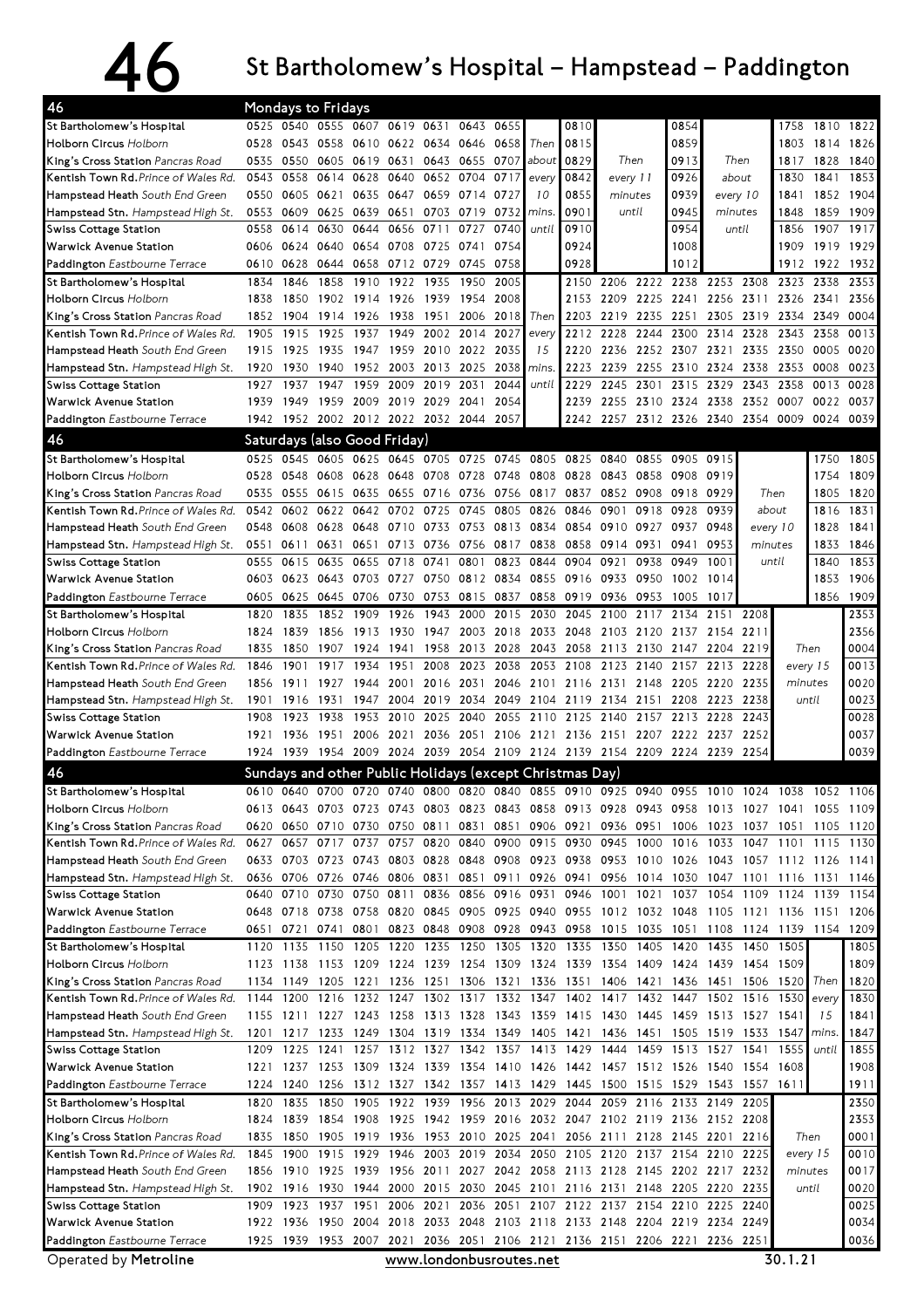# 46 St Bartholomew's Hospital – Hampstead – Paddington

## 46 Mondays to Fridays

| | | | | | | | | | | | | | | | | |
|---|---|---|---|---|---|---|---|---|---|---|---|---|---|---|---|---|
| St Bartholomew's Hospital | 0525 | 0540 | 0555 | 0607 | 0619 | 0631 | 0643 | 0655 | | 0810 | | 0854 | | 1758 | 1810 | 1822 |
| Holborn Circus *Holborn* | 0528 | 0543 | 0558 | 0610 | 0622 | 0634 | 0646 | 0658 | Then | 0815 | | 0859 | | 1803 | 1814 | 1826 |
| King's Cross Station *Pancras Road* | 0535 | 0550 | 0605 | 0619 | 0631 | 0643 | 0655 | 0707 | about | 0829 | Then | 0913 | Then | 1817 | 1828 | 1840 |
| Kentish Town Rd. *Prince of Wales Rd.* | 0543 | 0558 | 0614 | 0628 | 0640 | 0652 | 0704 | 0717 | every | 0842 | every 11 | 0926 | about | 1830 | 1841 | 1853 |
| Hampstead Heath *South End Green* | 0550 | 0605 | 0621 | 0635 | 0647 | 0659 | 0714 | 0727 | 10 | 0855 | minutes | 0939 | every 10 | 1841 | 1852 | 1904 |
| Hampstead Stn. *Hampstead High St.* | 0553 | 0609 | 0625 | 0639 | 0651 | 0703 | 0719 | 0732 | mins. | 0901 | until | 0945 | minutes | 1848 | 1859 | 1909 |
| Swiss Cottage Station | 0558 | 0614 | 0630 | 0644 | 0656 | 0711 | 0727 | 0740 | until | 0910 | | 0954 | until | 1856 | 1907 | 1917 |
| Warwick Avenue Station | 0606 | 0624 | 0640 | 0654 | 0708 | 0725 | 0741 | 0754 | | 0924 | | 1008 | | 1909 | 1919 | 1929 |
| Paddington *Eastbourne Terrace* | 0610 | 0628 | 0644 | 0658 | 0712 | 0729 | 0745 | 0758 | | 0928 | | 1012 | | 1912 | 1922 | 1932 |

| | | | | | | | | | | | | | | | | | |
|---|---|---|---|---|---|---|---|---|---|---|---|---|---|---|---|---|---|
| St Bartholomew's Hospital | 1834 | 1846 | 1858 | 1910 | 1922 | 1935 | 1950 | 2005 | | 2150 | 2206 | 2222 | 2238 | 2253 | 2308 | 2323 | 2338 | 2353 |
| Holborn Circus *Holborn* | 1838 | 1850 | 1902 | 1914 | 1926 | 1939 | 1954 | 2008 | | 2153 | 2209 | 2225 | 2241 | 2256 | 2311 | 2326 | 2341 | 2356 |
| King's Cross Station *Pancras Road* | 1852 | 1904 | 1914 | 1926 | 1938 | 1951 | 2006 | 2018 | Then | 2203 | 2219 | 2235 | 2251 | 2305 | 2319 | 2334 | 2349 | 0004 |
| Kentish Town Rd. *Prince of Wales Rd.* | 1905 | 1915 | 1925 | 1937 | 1949 | 2002 | 2014 | 2027 | every | 2212 | 2228 | 2244 | 2300 | 2314 | 2328 | 2343 | 2358 | 0013 |
| Hampstead Heath *South End Green* | 1915 | 1925 | 1935 | 1947 | 1959 | 2010 | 2022 | 2035 | 15 | 2220 | 2236 | 2252 | 2307 | 2321 | 2335 | 2350 | 0005 | 0020 |
| Hampstead Stn. *Hampstead High St.* | 1920 | 1930 | 1940 | 1952 | 2003 | 2013 | 2025 | 2038 | mins. | 2223 | 2239 | 2255 | 2310 | 2324 | 2338 | 2353 | 0008 | 0023 |
| Swiss Cottage Station | 1927 | 1937 | 1947 | 1959 | 2009 | 2019 | 2031 | 2044 | until | 2229 | 2245 | 2301 | 2315 | 2329 | 2343 | 2358 | 0013 | 0028 |
| Warwick Avenue Station | 1939 | 1949 | 1959 | 2009 | 2019 | 2029 | 2041 | 2054 | | 2239 | 2255 | 2310 | 2324 | 2338 | 2352 | 0007 | 0022 | 0037 |
| Paddington *Eastbourne Terrace* | 1942 | 1952 | 2002 | 2012 | 2022 | 2032 | 2044 | 2057 | | 2242 | 2257 | 2312 | 2326 | 2340 | 2354 | 0009 | 0024 | 0039 |

## 46 Saturdays (also Good Friday)

| | | | | | | | | | | | | | | | | | |
|---|---|---|---|---|---|---|---|---|---|---|---|---|---|---|---|---|---|
| St Bartholomew's Hospital | 0525 | 0545 | 0605 | 0625 | 0645 | 0705 | 0725 | 0745 | 0805 | 0825 | 0840 | 0855 | 0905 | 0915 | | 1750 | 1805 |
| Holborn Circus *Holborn* | 0528 | 0548 | 0608 | 0628 | 0648 | 0708 | 0728 | 0748 | 0808 | 0828 | 0843 | 0858 | 0908 | 0919 | | 1754 | 1809 |
| King's Cross Station *Pancras Road* | 0535 | 0555 | 0615 | 0635 | 0655 | 0716 | 0736 | 0756 | 0817 | 0837 | 0852 | 0908 | 0918 | 0929 | Then | 1805 | 1820 |
| Kentish Town Rd. *Prince of Wales Rd.* | 0542 | 0602 | 0622 | 0642 | 0702 | 0725 | 0745 | 0805 | 0826 | 0846 | 0901 | 0918 | 0928 | 0939 | about | 1816 | 1831 |
| Hampstead Heath *South End Green* | 0548 | 0608 | 0628 | 0648 | 0710 | 0733 | 0753 | 0813 | 0834 | 0854 | 0910 | 0927 | 0937 | 0948 | every 10 | 1828 | 1841 |
| Hampstead Stn. *Hampstead High St.* | 0551 | 0611 | 0631 | 0651 | 0713 | 0736 | 0756 | 0817 | 0838 | 0858 | 0914 | 0931 | 0941 | 0953 | minutes | 1833 | 1846 |
| Swiss Cottage Station | 0555 | 0615 | 0635 | 0655 | 0718 | 0741 | 0801 | 0823 | 0844 | 0904 | 0921 | 0938 | 0949 | 1001 | until | 1840 | 1853 |
| Warwick Avenue Station | 0603 | 0623 | 0643 | 0703 | 0727 | 0750 | 0812 | 0834 | 0855 | 0916 | 0933 | 0950 | 1002 | 1014 | | 1853 | 1906 |
| Paddington *Eastbourne Terrace* | 0605 | 0625 | 0645 | 0706 | 0730 | 0753 | 0815 | 0837 | 0858 | 0919 | 0936 | 0953 | 1005 | 1017 | | 1856 | 1909 |

| | | | | | | | | | | | | | | | | | |
|---|---|---|---|---|---|---|---|---|---|---|---|---|---|---|---|---|---|
| St Bartholomew's Hospital | 1820 | 1835 | 1852 | 1909 | 1926 | 1943 | 2000 | 2015 | 2030 | 2045 | 2100 | 2117 | 2134 | 2151 | 2208 | | 2353 |
| Holborn Circus *Holborn* | 1824 | 1839 | 1856 | 1913 | 1930 | 1947 | 2003 | 2018 | 2033 | 2048 | 2103 | 2120 | 2137 | 2154 | 2211 | | 2356 |
| King's Cross Station *Pancras Road* | 1835 | 1850 | 1907 | 1924 | 1941 | 1958 | 2013 | 2028 | 2043 | 2058 | 2113 | 2130 | 2147 | 2204 | 2219 | Then | 0004 |
| Kentish Town Rd. *Prince of Wales Rd.* | 1846 | 1901 | 1917 | 1934 | 1951 | 2008 | 2023 | 2038 | 2053 | 2108 | 2123 | 2140 | 2157 | 2213 | 2228 | every 15 | 0013 |
| Hampstead Heath *South End Green* | 1856 | 1911 | 1927 | 1944 | 2001 | 2016 | 2031 | 2046 | 2101 | 2116 | 2131 | 2148 | 2205 | 2220 | 2235 | minutes | 0020 |
| Hampstead Stn. *Hampstead High St.* | 1901 | 1916 | 1931 | 1947 | 2004 | 2019 | 2034 | 2049 | 2104 | 2119 | 2134 | 2151 | 2208 | 2223 | 2238 | until | 0023 |
| Swiss Cottage Station | 1908 | 1923 | 1938 | 1953 | 2010 | 2025 | 2040 | 2055 | 2110 | 2125 | 2140 | 2157 | 2213 | 2228 | 2243 | | 0028 |
| Warwick Avenue Station | 1921 | 1936 | 1951 | 2006 | 2021 | 2036 | 2051 | 2106 | 2121 | 2136 | 2151 | 2207 | 2222 | 2237 | 2252 | | 0037 |
| Paddington *Eastbourne Terrace* | 1924 | 1939 | 1954 | 2009 | 2024 | 2039 | 2054 | 2109 | 2124 | 2139 | 2154 | 2209 | 2224 | 2239 | 2254 | | 0039 |

## 46 Sundays and other Public Holidays (except Christmas Day)

| | | | | | | | | | | | | | | | | | | |
|---|---|---|---|---|---|---|---|---|---|---|---|---|---|---|---|---|---|---|
| St Bartholomew's Hospital | 0610 | 0640 | 0700 | 0720 | 0740 | 0800 | 0820 | 0840 | 0855 | 0910 | 0925 | 0940 | 0955 | 1010 | 1024 | 1038 | 1052 | 1106 |
| Holborn Circus *Holborn* | 0613 | 0643 | 0703 | 0723 | 0743 | 0803 | 0823 | 0843 | 0858 | 0913 | 0928 | 0943 | 0958 | 1013 | 1027 | 1041 | 1055 | 1109 |
| King's Cross Station *Pancras Road* | 0620 | 0650 | 0710 | 0730 | 0750 | 0811 | 0831 | 0851 | 0906 | 0921 | 0936 | 0951 | 1006 | 1023 | 1037 | 1051 | 1105 | 1120 |
| Kentish Town Rd. *Prince of Wales Rd.* | 0627 | 0657 | 0717 | 0737 | 0757 | 0820 | 0840 | 0900 | 0915 | 0930 | 0945 | 1000 | 1016 | 1033 | 1047 | 1101 | 1115 | 1130 |
| Hampstead Heath *South End Green* | 0633 | 0703 | 0723 | 0743 | 0803 | 0828 | 0848 | 0908 | 0923 | 0938 | 0953 | 1010 | 1026 | 1043 | 1057 | 1112 | 1126 | 1141 |
| Hampstead Stn. *Hampstead High St.* | 0636 | 0706 | 0726 | 0746 | 0806 | 0831 | 0851 | 0911 | 0926 | 0941 | 0956 | 1014 | 1030 | 1047 | 1101 | 1116 | 1131 | 1146 |
| Swiss Cottage Station | 0640 | 0710 | 0730 | 0750 | 0811 | 0836 | 0856 | 0916 | 0931 | 0946 | 1001 | 1021 | 1037 | 1054 | 1109 | 1124 | 1139 | 1154 |
| Warwick Avenue Station | 0648 | 0718 | 0738 | 0758 | 0820 | 0845 | 0905 | 0925 | 0940 | 0955 | 1012 | 1032 | 1048 | 1105 | 1121 | 1136 | 1151 | 1206 |
| Paddington *Eastbourne Terrace* | 0651 | 0721 | 0741 | 0801 | 0823 | 0848 | 0908 | 0928 | 0943 | 0958 | 1015 | 1035 | 1051 | 1108 | 1124 | 1139 | 1154 | 1209 |

| | | | | | | | | | | | | | | | | | | |
|---|---|---|---|---|---|---|---|---|---|---|---|---|---|---|---|---|---|---|
| St Bartholomew's Hospital | 1120 | 1135 | 1150 | 1205 | 1220 | 1235 | 1250 | 1305 | 1320 | 1335 | 1350 | 1405 | 1420 | 1435 | 1450 | 1505 | | 1805 |
| Holborn Circus *Holborn* | 1123 | 1138 | 1153 | 1209 | 1224 | 1239 | 1254 | 1309 | 1324 | 1339 | 1354 | 1409 | 1424 | 1439 | 1454 | 1509 | | 1809 |
| King's Cross Station *Pancras Road* | 1134 | 1149 | 1205 | 1221 | 1236 | 1251 | 1306 | 1321 | 1336 | 1351 | 1406 | 1421 | 1436 | 1451 | 1506 | 1520 | Then | 1820 |
| Kentish Town Rd. *Prince of Wales Rd.* | 1144 | 1200 | 1216 | 1232 | 1247 | 1302 | 1317 | 1332 | 1347 | 1402 | 1417 | 1432 | 1447 | 1502 | 1516 | 1530 | every | 1830 |
| Hampstead Heath *South End Green* | 1155 | 1211 | 1227 | 1243 | 1258 | 1313 | 1328 | 1343 | 1359 | 1415 | 1430 | 1445 | 1459 | 1513 | 1527 | 1541 | 15 | 1841 |
| Hampstead Stn. *Hampstead High St.* | 1201 | 1217 | 1233 | 1249 | 1304 | 1319 | 1334 | 1349 | 1405 | 1421 | 1436 | 1451 | 1505 | 1519 | 1533 | 1547 | mins. | 1847 |
| Swiss Cottage Station | 1209 | 1225 | 1241 | 1257 | 1312 | 1327 | 1342 | 1357 | 1413 | 1429 | 1444 | 1459 | 1513 | 1527 | 1541 | 1555 | until | 1855 |
| Warwick Avenue Station | 1221 | 1237 | 1253 | 1309 | 1324 | 1339 | 1354 | 1410 | 1426 | 1442 | 1457 | 1512 | 1526 | 1540 | 1554 | 1608 | | 1908 |
| Paddington *Eastbourne Terrace* | 1224 | 1240 | 1256 | 1312 | 1327 | 1342 | 1357 | 1413 | 1429 | 1445 | 1500 | 1515 | 1529 | 1543 | 1557 | 1611 | | 1911 |

| | | | | | | | | | | | | | | | | | |
|---|---|---|---|---|---|---|---|---|---|---|---|---|---|---|---|---|---|
| St Bartholomew's Hospital | 1820 | 1835 | 1850 | 1905 | 1922 | 1939 | 1956 | 2013 | 2029 | 2044 | 2059 | 2116 | 2133 | 2149 | 2205 | | 2350 |
| Holborn Circus *Holborn* | 1824 | 1839 | 1854 | 1908 | 1925 | 1942 | 1959 | 2016 | 2032 | 2047 | 2102 | 2119 | 2136 | 2152 | 2208 | | 2353 |
| King's Cross Station *Pancras Road* | 1835 | 1850 | 1905 | 1919 | 1936 | 1953 | 2010 | 2025 | 2041 | 2056 | 2111 | 2128 | 2145 | 2201 | 2216 | Then | 0001 |
| Kentish Town Rd. *Prince of Wales Rd.* | 1845 | 1900 | 1915 | 1929 | 1946 | 2003 | 2019 | 2034 | 2050 | 2105 | 2120 | 2137 | 2154 | 2210 | 2225 | every 15 | 0010 |
| Hampstead Heath *South End Green* | 1856 | 1910 | 1925 | 1939 | 1956 | 2011 | 2027 | 2042 | 2058 | 2113 | 2128 | 2145 | 2202 | 2217 | 2232 | minutes | 0017 |
| Hampstead Stn. *Hampstead High St.* | 1902 | 1916 | 1930 | 1944 | 2000 | 2015 | 2030 | 2045 | 2101 | 2116 | 2131 | 2148 | 2205 | 2220 | 2235 | until | 0020 |
| Swiss Cottage Station | 1909 | 1923 | 1937 | 1951 | 2006 | 2021 | 2036 | 2051 | 2107 | 2122 | 2137 | 2154 | 2210 | 2225 | 2240 | | 0025 |
| Warwick Avenue Station | 1922 | 1936 | 1950 | 2004 | 2018 | 2033 | 2048 | 2103 | 2118 | 2133 | 2148 | 2204 | 2219 | 2234 | 2249 | | 0034 |
| Paddington *Eastbourne Terrace* | 1925 | 1939 | 1953 | 2007 | 2021 | 2036 | 2051 | 2106 | 2121 | 2136 | 2151 | 2206 | 2221 | 2236 | 2251 | | 0036 |

Operated by **Metroline** www.londonbusroutes.net 30.1.21